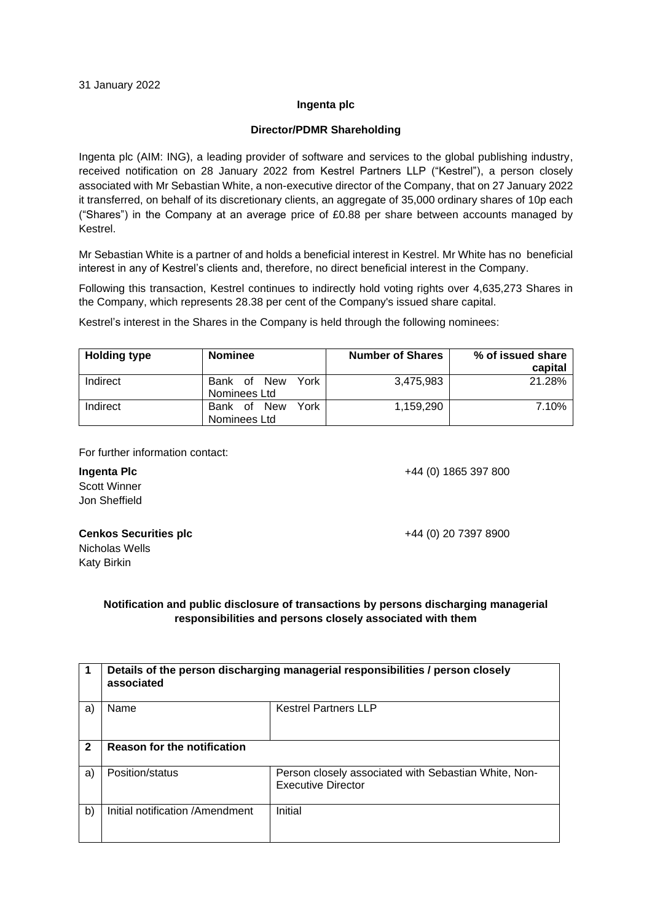31 January 2022

**Ingenta plc**

**Director/PDMR Shareholding**

Ingenta plc (AIM: ING), a leading provider of software and services to the global publishing industry, received notification on 28 January 2022 from Kestrel Partners LLP ("Kestrel"), a person closely associated with Mr Sebastian White, a non-executive director of the Company, that on 27 January 2022 it transferred, on behalf of its discretionary clients, an aggregate of 35,000 ordinary shares of 10p each ("Shares") in the Company at an average price of £0.88 per share between accounts managed by Kestrel.

Mr Sebastian White is a partner of and holds a beneficial interest in Kestrel. Mr White has no beneficial interest in any of Kestrel's clients and, therefore, no direct beneficial interest in the Company.

Following this transaction, Kestrel continues to indirectly hold voting rights over 4,635,273 Shares in the Company, which represents 28.38 per cent of the Company's issued share capital.

Kestrel's interest in the Shares in the Company is held through the following nominees:

| Holding type | Nominee | Number of Shares | % of issued share capital |
|---|---|---|---|
| Indirect | Bank of New York Nominees Ltd | 3,475,983 | 21.28% |
| Indirect | Bank of New York Nominees Ltd | 1,159,290 | 7.10% |

For further information contact:

**Ingenta Plc** +44 (0) 1865 397 800
Scott Winner
Jon Sheffield

**Cenkos Securities plc** +44 (0) 20 7397 8900
Nicholas Wells
Katy Birkin

**Notification and public disclosure of transactions by persons discharging managerial responsibilities and persons closely associated with them**

| 1 | **Details of the person discharging managerial responsibilities / person closely associated** | |
|---|---|---|
| a) | Name | Kestrel Partners LLP |
| **2** | **Reason for the notification** | |
| a) | Position/status | Person closely associated with Sebastian White, Non-Executive Director |
| b) | Initial notification /Amendment | Initial |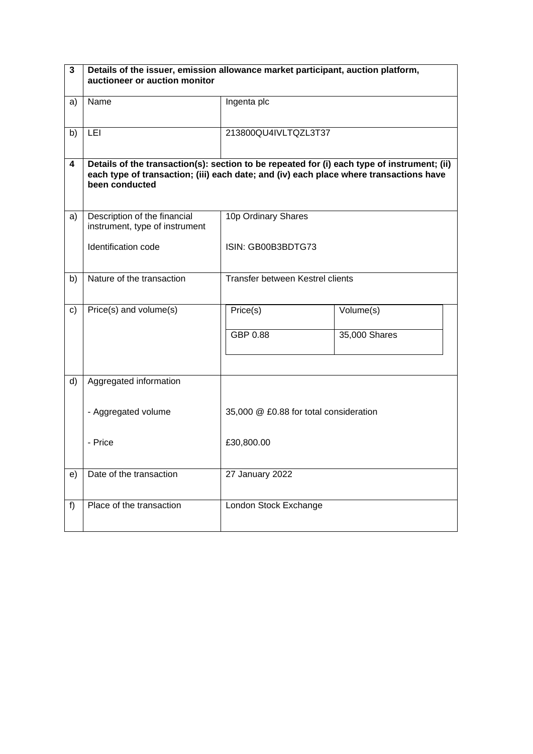| | | |
|---|---|---|
| **3** | **Details of the issuer, emission allowance market participant, auction platform, auctioneer or auction monitor** | |
| a) | Name | Ingenta plc |
| b) | LEI | 213800QU4IVLTQZL3T37 |
| **4** | **Details of the transaction(s): section to be repeated for (i) each type of instrument; (ii) each type of transaction; (iii) each date; and (iv) each place where transactions have been conducted** | |
| a) | Description of the financial instrument, type of instrument<br><br>Identification code | 10p Ordinary Shares<br><br>ISIN: GB00B3BDTG73 |
| b) | Nature of the transaction | Transfer between Kestrel clients |
| c) | Price(s) and volume(s) | Price(s): GBP 0.88<br>Volume(s): 35,000 Shares |
| d) | Aggregated information<br><br>- Aggregated volume<br><br>- Price | <br><br>35,000 @ £0.88 for total consideration<br><br>£30,800.00 |
| e) | Date of the transaction | 27 January 2022 |
| f) | Place of the transaction | London Stock Exchange |